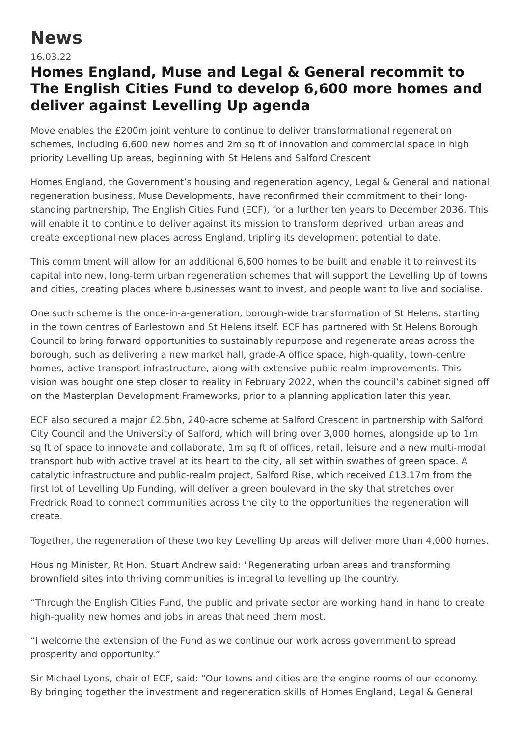# News

16.03.22

## Homes England, Muse and Legal & General recommit to The English Cities Fund to develop 6,600 more homes and deliver against Levelling Up agenda

Move enables the £200m joint venture to continue to deliver transformational regeneration schemes, including 6,600 new homes and 2m sq ft of innovation and commercial space in high priority Levelling Up areas, beginning with St Helens and Salford Crescent

Homes England, the Government's housing and regeneration agency, Legal & General and national regeneration business, Muse Developments, have reconfirmed their commitment to their long-standing partnership, The English Cities Fund (ECF), for a further ten years to December 2036. This will enable it to continue to deliver against its mission to transform deprived, urban areas and create exceptional new places across England, tripling its development potential to date.

This commitment will allow for an additional 6,600 homes to be built and enable it to reinvest its capital into new, long-term urban regeneration schemes that will support the Levelling Up of towns and cities, creating places where businesses want to invest, and people want to live and socialise.

One such scheme is the once-in-a-generation, borough-wide transformation of St Helens, starting in the town centres of Earlestown and St Helens itself. ECF has partnered with St Helens Borough Council to bring forward opportunities to sustainably repurpose and regenerate areas across the borough, such as delivering a new market hall, grade-A office space, high-quality, town-centre homes, active transport infrastructure, along with extensive public realm improvements. This vision was bought one step closer to reality in February 2022, when the council's cabinet signed off on the Masterplan Development Frameworks, prior to a planning application later this year.

ECF also secured a major £2.5bn, 240-acre scheme at Salford Crescent in partnership with Salford City Council and the University of Salford, which will bring over 3,000 homes, alongside up to 1m sq ft of space to innovate and collaborate, 1m sq ft of offices, retail, leisure and a new multi-modal transport hub with active travel at its heart to the city, all set within swathes of green space. A catalytic infrastructure and public-realm project, Salford Rise, which received £13.17m from the first lot of Levelling Up Funding, will deliver a green boulevard in the sky that stretches over Fredrick Road to connect communities across the city to the opportunities the regeneration will create.

Together, the regeneration of these two key Levelling Up areas will deliver more than 4,000 homes.

Housing Minister, Rt Hon. Stuart Andrew said: "Regenerating urban areas and transforming brownfield sites into thriving communities is integral to levelling up the country.

"Through the English Cities Fund, the public and private sector are working hand in hand to create high-quality new homes and jobs in areas that need them most.

"I welcome the extension of the Fund as we continue our work across government to spread prosperity and opportunity."

Sir Michael Lyons, chair of ECF, said: "Our towns and cities are the engine rooms of our economy. By bringing together the investment and regeneration skills of Homes England, Legal & General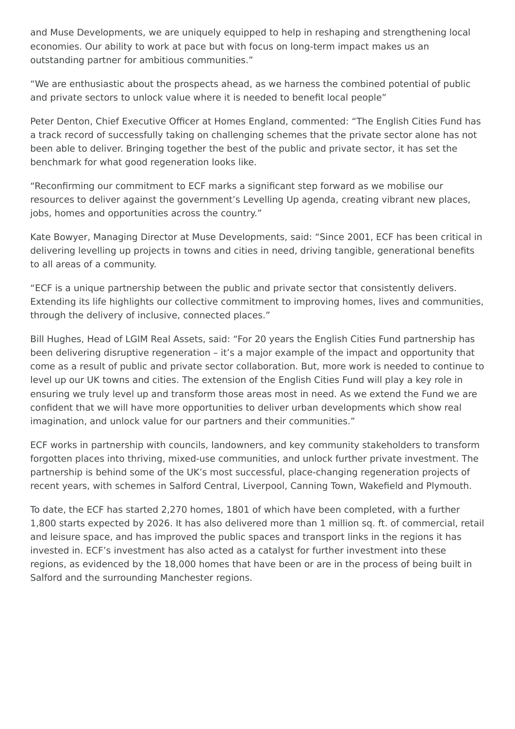and Muse Developments, we are uniquely equipped to help in reshaping and strengthening local economies. Our ability to work at pace but with focus on long-term impact makes us an outstanding partner for ambitious communities."

"We are enthusiastic about the prospects ahead, as we harness the combined potential of public and private sectors to unlock value where it is needed to benefit local people"

Peter Denton, Chief Executive Officer at Homes England, commented: "The English Cities Fund has a track record of successfully taking on challenging schemes that the private sector alone has not been able to deliver. Bringing together the best of the public and private sector, it has set the benchmark for what good regeneration looks like.

"Reconfirming our commitment to ECF marks a significant step forward as we mobilise our resources to deliver against the government's Levelling Up agenda, creating vibrant new places, jobs, homes and opportunities across the country."

Kate Bowyer, Managing Director at Muse Developments, said: "Since 2001, ECF has been critical in delivering levelling up projects in towns and cities in need, driving tangible, generational benefits to all areas of a community.

"ECF is a unique partnership between the public and private sector that consistently delivers. Extending its life highlights our collective commitment to improving homes, lives and communities, through the delivery of inclusive, connected places."

Bill Hughes, Head of LGIM Real Assets, said: "For 20 years the English Cities Fund partnership has been delivering disruptive regeneration – it's a major example of the impact and opportunity that come as a result of public and private sector collaboration. But, more work is needed to continue to level up our UK towns and cities. The extension of the English Cities Fund will play a key role in ensuring we truly level up and transform those areas most in need. As we extend the Fund we are confident that we will have more opportunities to deliver urban developments which show real imagination, and unlock value for our partners and their communities."

ECF works in partnership with councils, landowners, and key community stakeholders to transform forgotten places into thriving, mixed-use communities, and unlock further private investment. The partnership is behind some of the UK's most successful, place-changing regeneration projects of recent years, with schemes in Salford Central, Liverpool, Canning Town, Wakefield and Plymouth.

To date, the ECF has started 2,270 homes, 1801 of which have been completed, with a further 1,800 starts expected by 2026. It has also delivered more than 1 million sq. ft. of commercial, retail and leisure space, and has improved the public spaces and transport links in the regions it has invested in. ECF's investment has also acted as a catalyst for further investment into these regions, as evidenced by the 18,000 homes that have been or are in the process of being built in Salford and the surrounding Manchester regions.